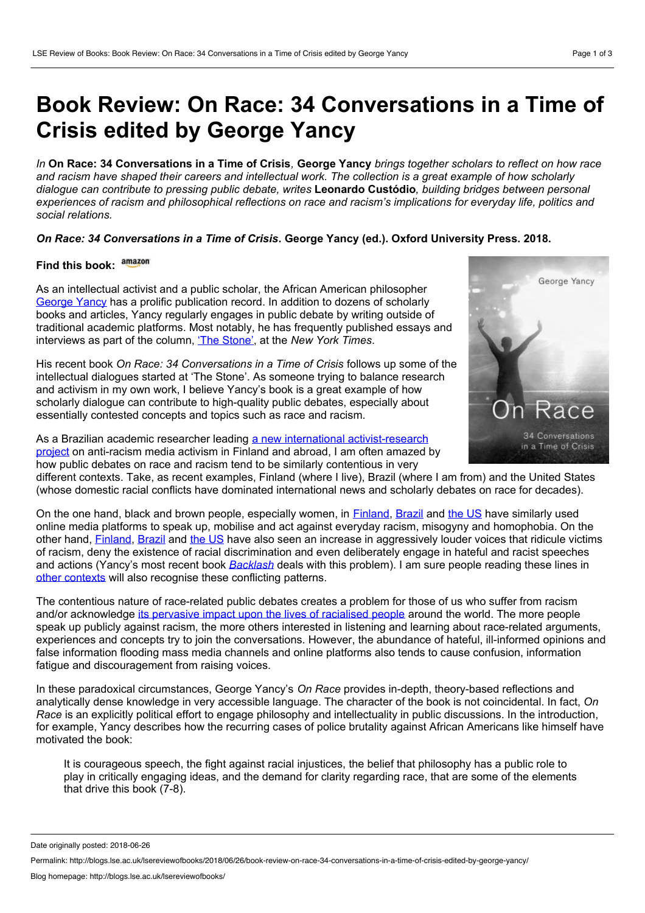# Book Review: On Race: 34 Conversations in a Time of Crisis edited by George Yancy

*In* **On Race: 34 Conversations in a Time of Crisis***,* **George Yancy** *brings together scholars to reflect on how race and racism have shaped their careers and intellectual work. The collection is a great example of how scholarly dialogue can contribute to pressing public debate, writes* **Leonardo Custódio***, building bridges between personal experiences of racism and philosophical reflections on race and racism's implications for everyday life, politics and social relations.*

***On Race: 34 Conversations in a Time of Crisis*. George Yancy (ed.). Oxford University Press. 2018.**

**Find this book:** amazon

As an intellectual activist and a public scholar, the African American philosopher George Yancy has a prolific publication record. In addition to dozens of scholarly books and articles, Yancy regularly engages in public debate by writing outside of traditional academic platforms. Most notably, he has frequently published essays and interviews as part of the column, 'The Stone', at the *New York Times*.

His recent book *On Race: 34 Conversations in a Time of Crisis* follows up some of the intellectual dialogues started at 'The Stone'. As someone trying to balance research and activism in my own work, I believe Yancy's book is a great example of how scholarly dialogue can contribute to high-quality public debates, especially about essentially contested concepts and topics such as race and racism.

As a Brazilian academic researcher leading a new international activist-research project on anti-racism media activism in Finland and abroad, I am often amazed by how public debates on race and racism tend to be similarly contentious in very different contexts. Take, as recent examples, Finland (where I live), Brazil (where I am from) and the United States (whose domestic racial conflicts have dominated international news and scholarly debates on race for decades).

On the one hand, black and brown people, especially women, in Finland, Brazil and the US have similarly used online media platforms to speak up, mobilise and act against everyday racism, misogyny and homophobia. On the other hand, Finland, Brazil and the US have also seen an increase in aggressively louder voices that ridicule victims of racism, deny the existence of racial discrimination and even deliberately engage in hateful and racist speeches and actions (Yancy's most recent book *Backlash* deals with this problem). I am sure people reading these lines in other contexts will also recognise these conflicting patterns.

The contentious nature of race-related public debates creates a problem for those of us who suffer from racism and/or acknowledge its pervasive impact upon the lives of racialised people around the world. The more people speak up publicly against racism, the more others interested in listening and learning about race-related arguments, experiences and concepts try to join the conversations. However, the abundance of hateful, ill-informed opinions and false information flooding mass media channels and online platforms also tends to cause confusion, information fatigue and discouragement from raising voices.

In these paradoxical circumstances, George Yancy's *On Race* provides in-depth, theory-based reflections and analytically dense knowledge in very accessible language. The character of the book is not coincidental. In fact, *On Race* is an explicitly political effort to engage philosophy and intellectuality in public discussions. In the introduction, for example, Yancy describes how the recurring cases of police brutality against African Americans like himself have motivated the book:

> It is courageous speech, the fight against racial injustices, the belief that philosophy has a public role to play in critically engaging ideas, and the demand for clarity regarding race, that are some of the elements that drive this book (7-8).

Date originally posted: 2018-06-26

Permalink: http://blogs.lse.ac.uk/lsereviewofbooks/2018/06/26/book-review-on-race-34-conversations-in-a-time-of-crisis-edited-by-george-yancy/

Blog homepage: http://blogs.lse.ac.uk/lsereviewofbooks/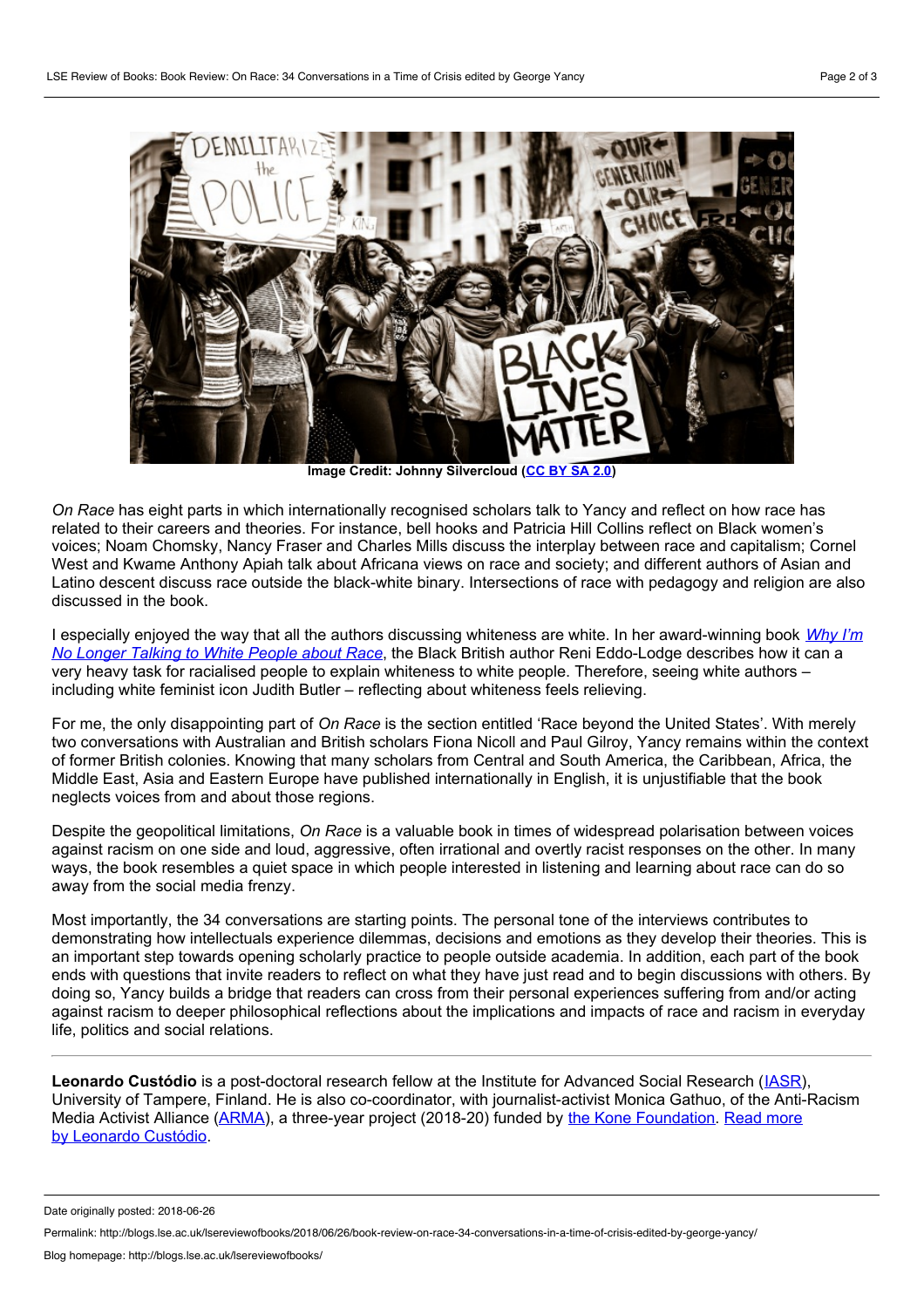Image Credit: Johnny Silvercloud (CC BY SA 2.0)

*On Race* has eight parts in which internationally recognised scholars talk to Yancy and reflect on how race has related to their careers and theories. For instance, bell hooks and Patricia Hill Collins reflect on Black women's voices; Noam Chomsky, Nancy Fraser and Charles Mills discuss the interplay between race and capitalism; Cornel West and Kwame Anthony Apiah talk about Africana views on race and society; and different authors of Asian and Latino descent discuss race outside the black-white binary. Intersections of race with pedagogy and religion are also discussed in the book.

I especially enjoyed the way that all the authors discussing whiteness are white. In her award-winning book *Why I'm No Longer Talking to White People about Race*, the Black British author Reni Eddo-Lodge describes how it can a very heavy task for racialised people to explain whiteness to white people. Therefore, seeing white authors – including white feminist icon Judith Butler – reflecting about whiteness feels relieving.

For me, the only disappointing part of *On Race* is the section entitled 'Race beyond the United States'. With merely two conversations with Australian and British scholars Fiona Nicoll and Paul Gilroy, Yancy remains within the context of former British colonies. Knowing that many scholars from Central and South America, the Caribbean, Africa, the Middle East, Asia and Eastern Europe have published internationally in English, it is unjustifiable that the book neglects voices from and about those regions.

Despite the geopolitical limitations, *On Race* is a valuable book in times of widespread polarisation between voices against racism on one side and loud, aggressive, often irrational and overtly racist responses on the other. In many ways, the book resembles a quiet space in which people interested in listening and learning about race can do so away from the social media frenzy.

Most importantly, the 34 conversations are starting points. The personal tone of the interviews contributes to demonstrating how intellectuals experience dilemmas, decisions and emotions as they develop their theories. This is an important step towards opening scholarly practice to people outside academia. In addition, each part of the book ends with questions that invite readers to reflect on what they have just read and to begin discussions with others. By doing so, Yancy builds a bridge that readers can cross from their personal experiences suffering from and/or acting against racism to deeper philosophical reflections about the implications and impacts of race and racism in everyday life, politics and social relations.

---

**Leonardo Custódio** is a post-doctoral research fellow at the Institute for Advanced Social Research (IASR), University of Tampere, Finland. He is also co-coordinator, with journalist-activist Monica Gathuo, of the Anti-Racism Media Activist Alliance (ARMA), a three-year project (2018-20) funded by the Kone Foundation. Read more by Leonardo Custódio.

Date originally posted: 2018-06-26

Permalink: http://blogs.lse.ac.uk/lsereviewofbooks/2018/06/26/book-review-on-race-34-conversations-in-a-time-of-crisis-edited-by-george-yancy/

Blog homepage: http://blogs.lse.ac.uk/lsereviewofbooks/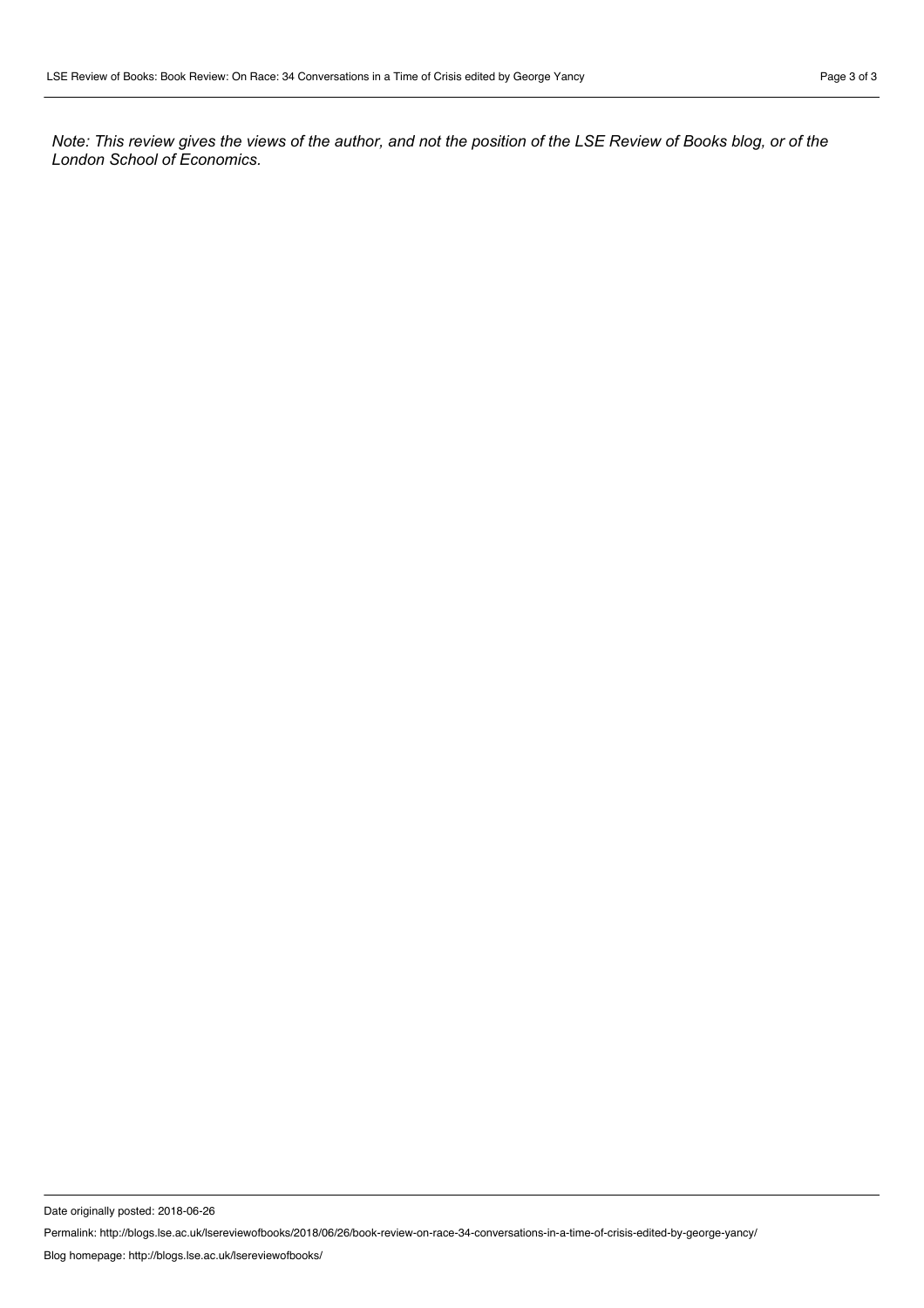*Note: This review gives the views of the author, and not the position of the LSE Review of Books blog, or of the London School of Economics.*

Date originally posted: 2018-06-26

Permalink: http://blogs.lse.ac.uk/lsereviewofbooks/2018/06/26/book-review-on-race-34-conversations-in-a-time-of-crisis-edited-by-george-yancy/

Blog homepage: http://blogs.lse.ac.uk/lsereviewofbooks/